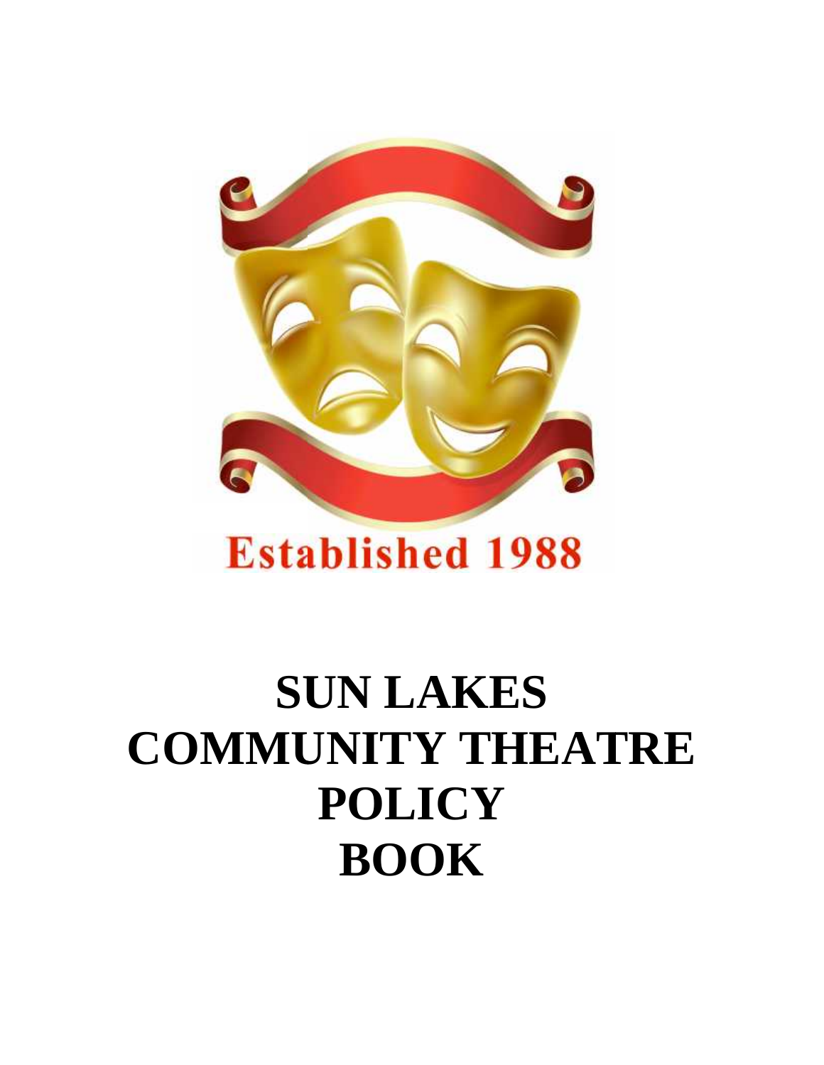Established 1988

# SUN LAKES COMMUNITY THEATRE POLICY BOOK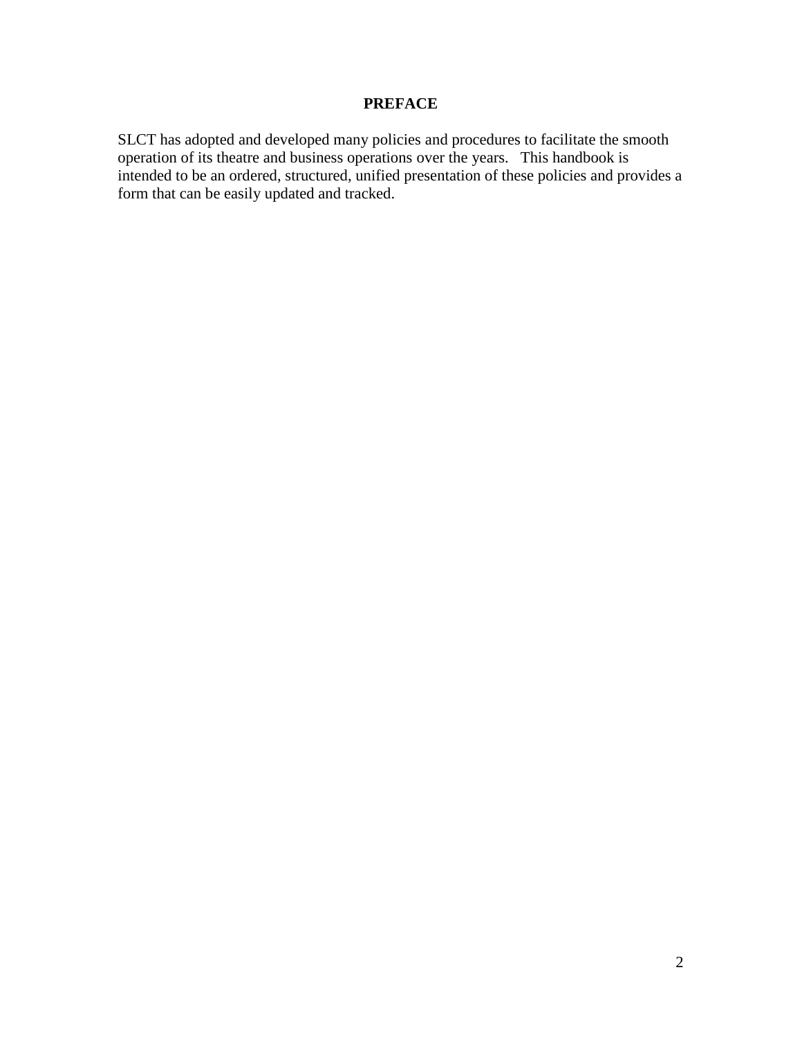# PREFACE

SLCT has adopted and developed many policies and procedures to facilitate the smooth operation of its theatre and business operations over the years. This handbook is intended to be an ordered, structured, unified presentation of these policies and provides a form that can be easily updated and tracked.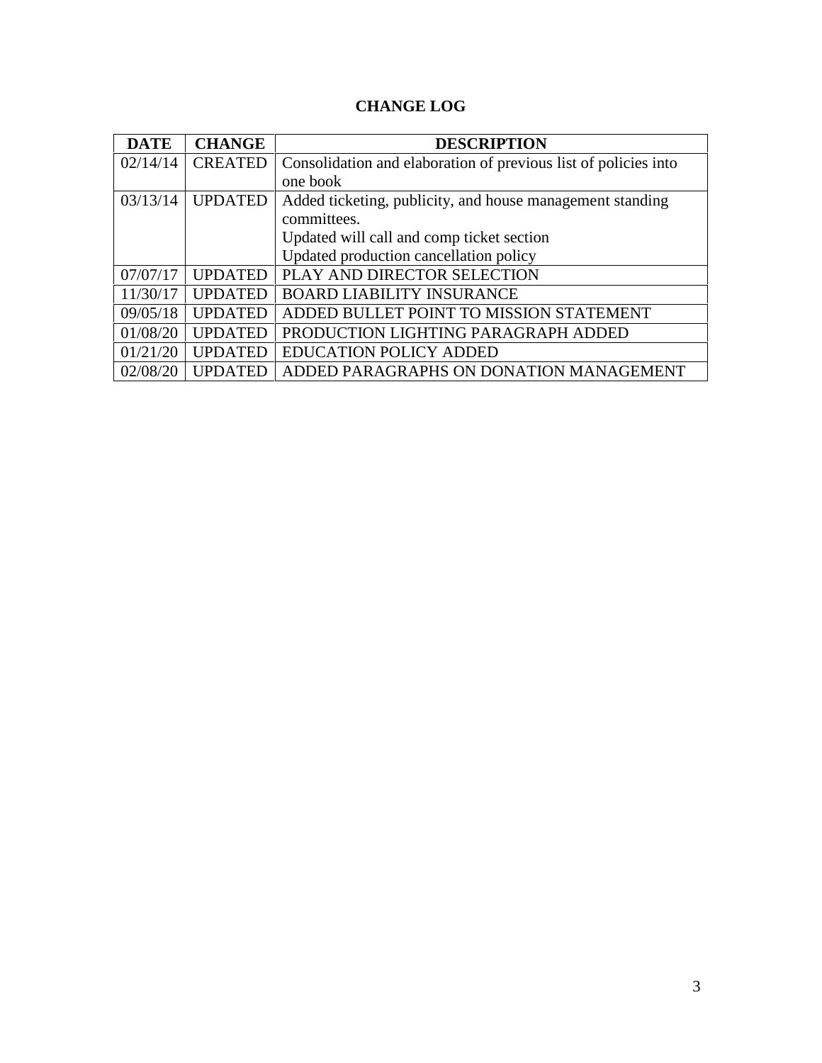## CHANGE LOG

| DATE | CHANGE | DESCRIPTION |
|---|---|---|
| 02/14/14 | CREATED | Consolidation and elaboration of previous list of policies into one book |
| 03/13/14 | UPDATED | Added ticketing, publicity, and house management standing committees.<br>Updated will call and comp ticket section<br>Updated production cancellation policy |
| 07/07/17 | UPDATED | PLAY AND DIRECTOR SELECTION |
| 11/30/17 | UPDATED | BOARD LIABILITY INSURANCE |
| 09/05/18 | UPDATED | ADDED BULLET POINT TO MISSION STATEMENT |
| 01/08/20 | UPDATED | PRODUCTION LIGHTING PARAGRAPH ADDED |
| 01/21/20 | UPDATED | EDUCATION POLICY ADDED |
| 02/08/20 | UPDATED | ADDED PARAGRAPHS ON DONATION MANAGEMENT |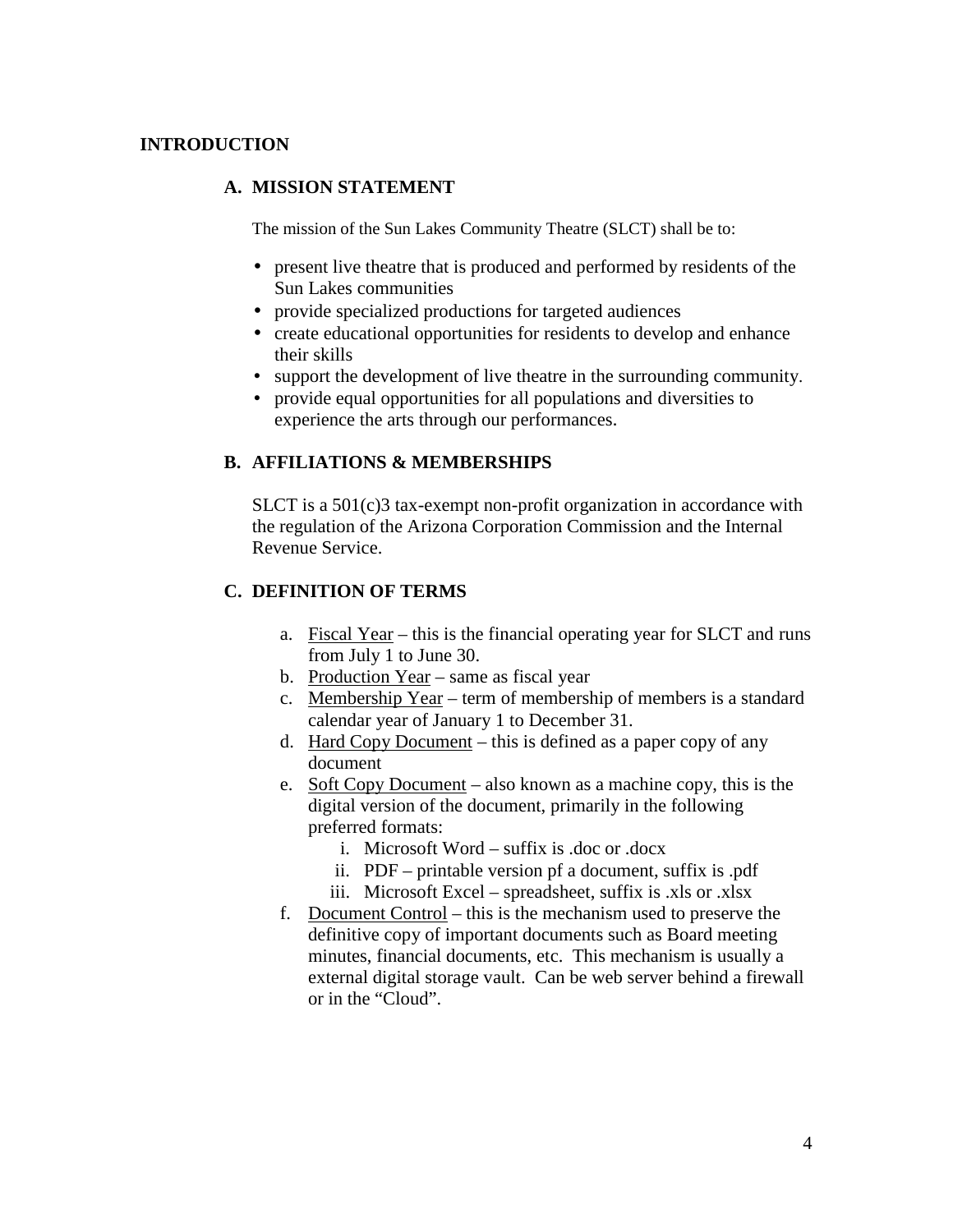# INTRODUCTION

## A. MISSION STATEMENT

The mission of the Sun Lakes Community Theatre (SLCT) shall be to:

- present live theatre that is produced and performed by residents of the Sun Lakes communities
- provide specialized productions for targeted audiences
- create educational opportunities for residents to develop and enhance their skills
- support the development of live theatre in the surrounding community.
- provide equal opportunities for all populations and diversities to experience the arts through our performances.

## B. AFFILIATIONS & MEMBERSHIPS

SLCT is a 501(c)3 tax-exempt non-profit organization in accordance with the regulation of the Arizona Corporation Commission and the Internal Revenue Service.

## C. DEFINITION OF TERMS

a. <u>Fiscal Year</u> – this is the financial operating year for SLCT and runs from July 1 to June 30.
b. <u>Production Year</u> – same as fiscal year
c. <u>Membership Year</u> – term of membership of members is a standard calendar year of January 1 to December 31.
d. <u>Hard Copy Document</u> – this is defined as a paper copy of any document
e. <u>Soft Copy Document</u> – also known as a machine copy, this is the digital version of the document, primarily in the following preferred formats:
    i. Microsoft Word – suffix is .doc or .docx
    ii. PDF – printable version pf a document, suffix is .pdf
    iii. Microsoft Excel – spreadsheet, suffix is .xls or .xlsx
f. <u>Document Control</u> – this is the mechanism used to preserve the definitive copy of important documents such as Board meeting minutes, financial documents, etc. This mechanism is usually a external digital storage vault. Can be web server behind a firewall or in the "Cloud".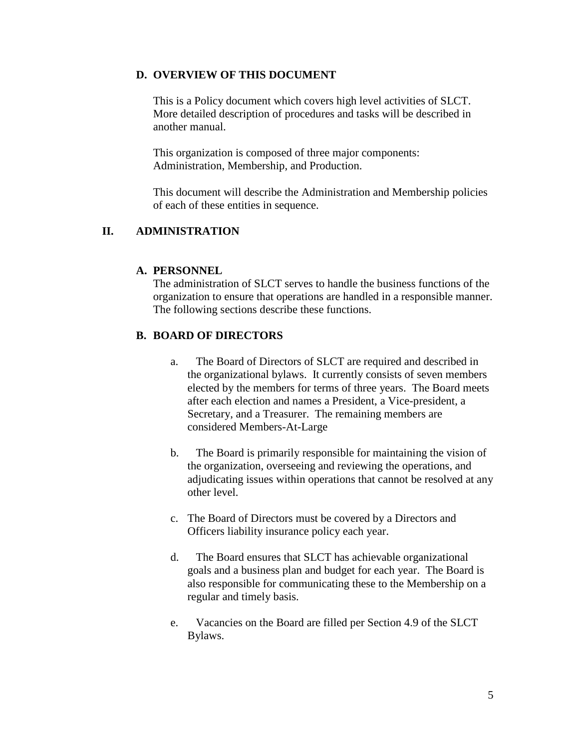### D. OVERVIEW OF THIS DOCUMENT

This is a Policy document which covers high level activities of SLCT. More detailed description of procedures and tasks will be described in another manual.

This organization is composed of three major components: Administration, Membership, and Production.

This document will describe the Administration and Membership policies of each of these entities in sequence.

## II. ADMINISTRATION

### A. PERSONNEL

The administration of SLCT serves to handle the business functions of the organization to ensure that operations are handled in a responsible manner. The following sections describe these functions.

### B. BOARD OF DIRECTORS

a. The Board of Directors of SLCT are required and described in the organizational bylaws. It currently consists of seven members elected by the members for terms of three years. The Board meets after each election and names a President, a Vice-president, a Secretary, and a Treasurer. The remaining members are considered Members-At-Large

b. The Board is primarily responsible for maintaining the vision of the organization, overseeing and reviewing the operations, and adjudicating issues within operations that cannot be resolved at any other level.

c. The Board of Directors must be covered by a Directors and Officers liability insurance policy each year.

d. The Board ensures that SLCT has achievable organizational goals and a business plan and budget for each year. The Board is also responsible for communicating these to the Membership on a regular and timely basis.

e. Vacancies on the Board are filled per Section 4.9 of the SLCT Bylaws.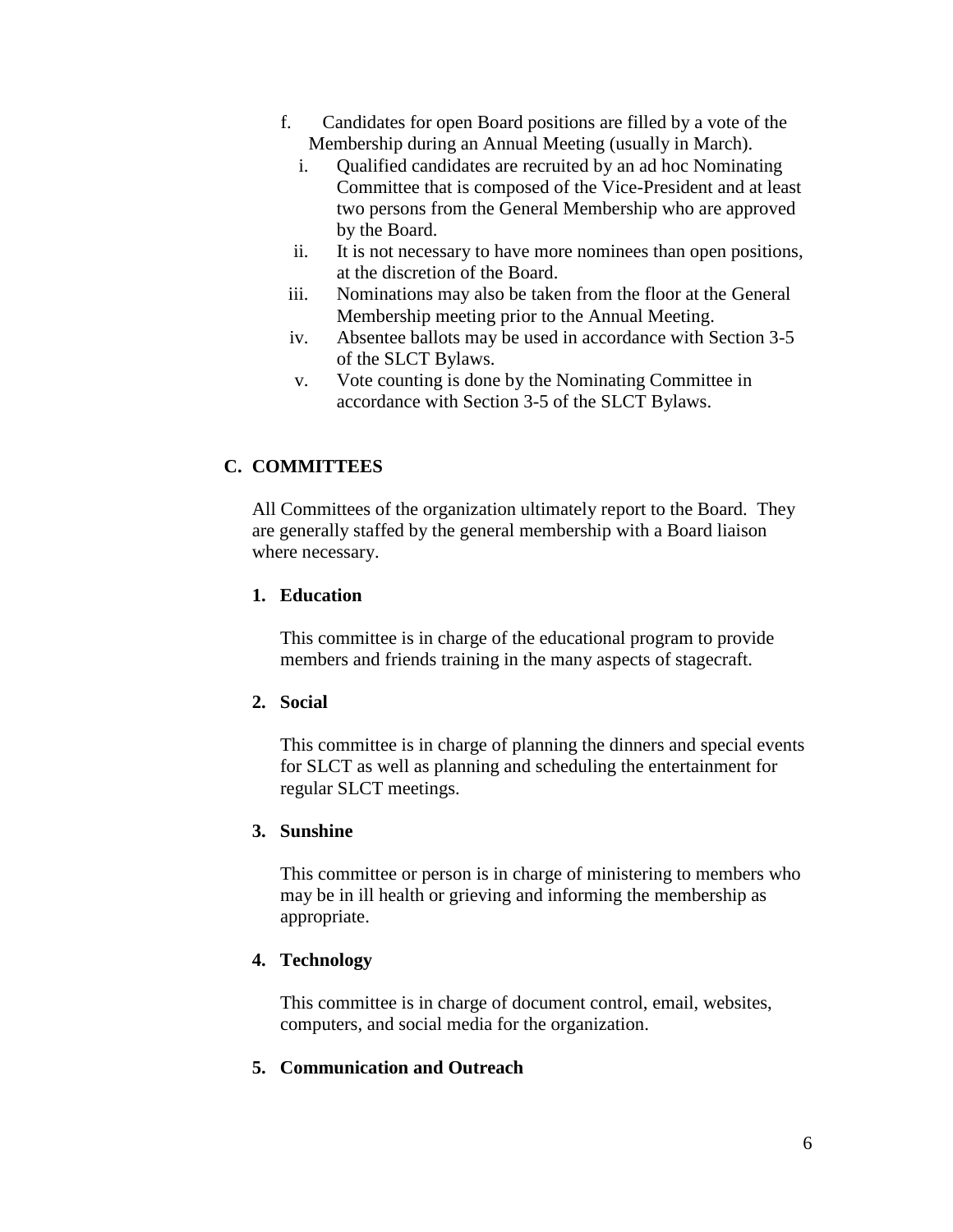f. Candidates for open Board positions are filled by a vote of the Membership during an Annual Meeting (usually in March).

   i. Qualified candidates are recruited by an ad hoc Nominating Committee that is composed of the Vice-President and at least two persons from the General Membership who are approved by the Board.
   ii. It is not necessary to have more nominees than open positions, at the discretion of the Board.
   iii. Nominations may also be taken from the floor at the General Membership meeting prior to the Annual Meeting.
   iv. Absentee ballots may be used in accordance with Section 3-5 of the SLCT Bylaws.
   v. Vote counting is done by the Nominating Committee in accordance with Section 3-5 of the SLCT Bylaws.

## C. COMMITTEES

All Committees of the organization ultimately report to the Board. They are generally staffed by the general membership with a Board liaison where necessary.

### 1. Education

This committee is in charge of the educational program to provide members and friends training in the many aspects of stagecraft.

### 2. Social

This committee is in charge of planning the dinners and special events for SLCT as well as planning and scheduling the entertainment for regular SLCT meetings.

### 3. Sunshine

This committee or person is in charge of ministering to members who may be in ill health or grieving and informing the membership as appropriate.

### 4. Technology

This committee is in charge of document control, email, websites, computers, and social media for the organization.

### 5. Communication and Outreach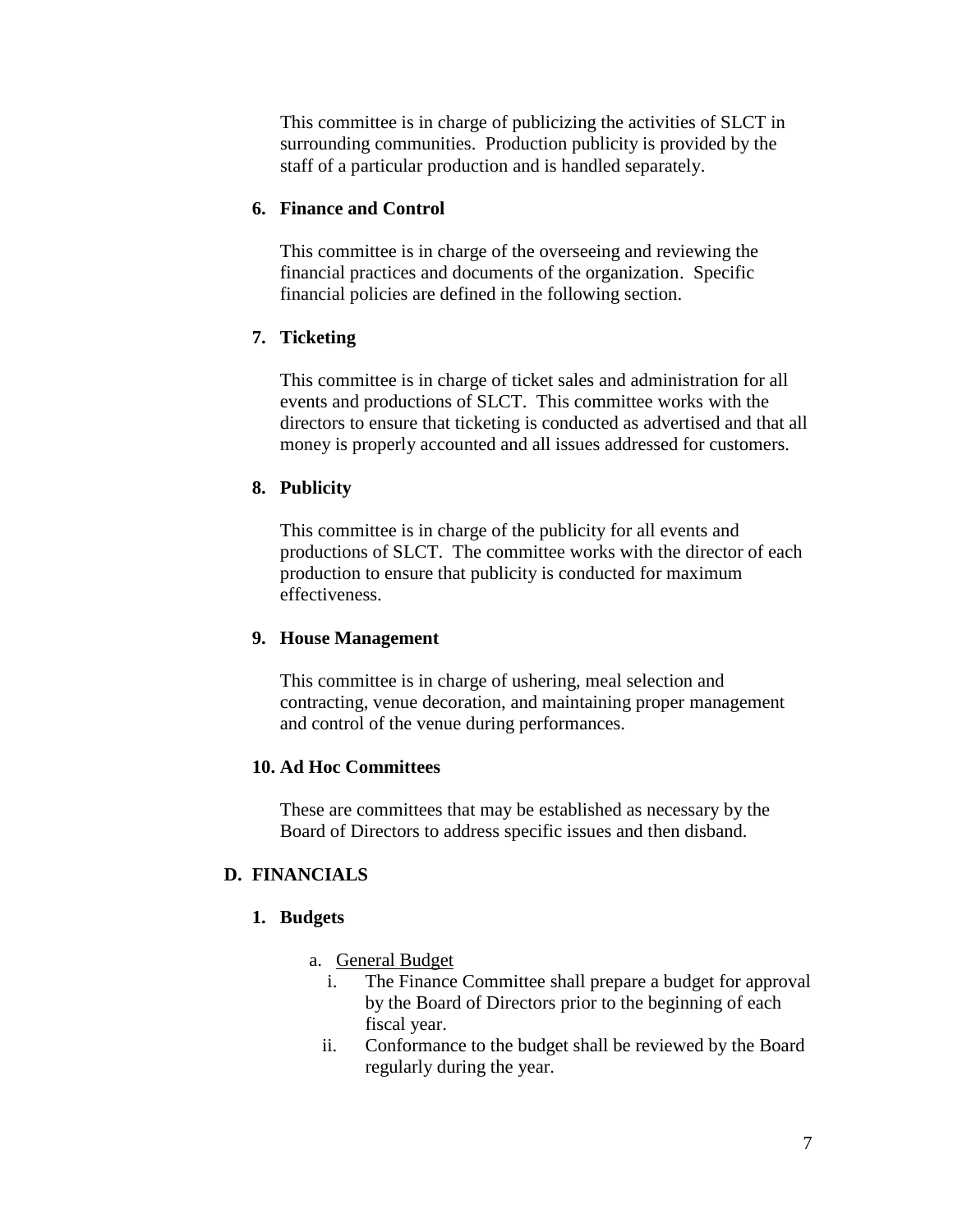This committee is in charge of publicizing the activities of SLCT in surrounding communities. Production publicity is provided by the staff of a particular production and is handled separately.

**6. Finance and Control**

This committee is in charge of the overseeing and reviewing the financial practices and documents of the organization. Specific financial policies are defined in the following section.

**7. Ticketing**

This committee is in charge of ticket sales and administration for all events and productions of SLCT. This committee works with the directors to ensure that ticketing is conducted as advertised and that all money is properly accounted and all issues addressed for customers.

**8. Publicity**

This committee is in charge of the publicity for all events and productions of SLCT. The committee works with the director of each production to ensure that publicity is conducted for maximum effectiveness.

**9. House Management**

This committee is in charge of ushering, meal selection and contracting, venue decoration, and maintaining proper management and control of the venue during performances.

**10. Ad Hoc Committees**

These are committees that may be established as necessary by the Board of Directors to address specific issues and then disband.

## D. FINANCIALS

**1. Budgets**

a. General Budget
   i. The Finance Committee shall prepare a budget for approval by the Board of Directors prior to the beginning of each fiscal year.
   ii. Conformance to the budget shall be reviewed by the Board regularly during the year.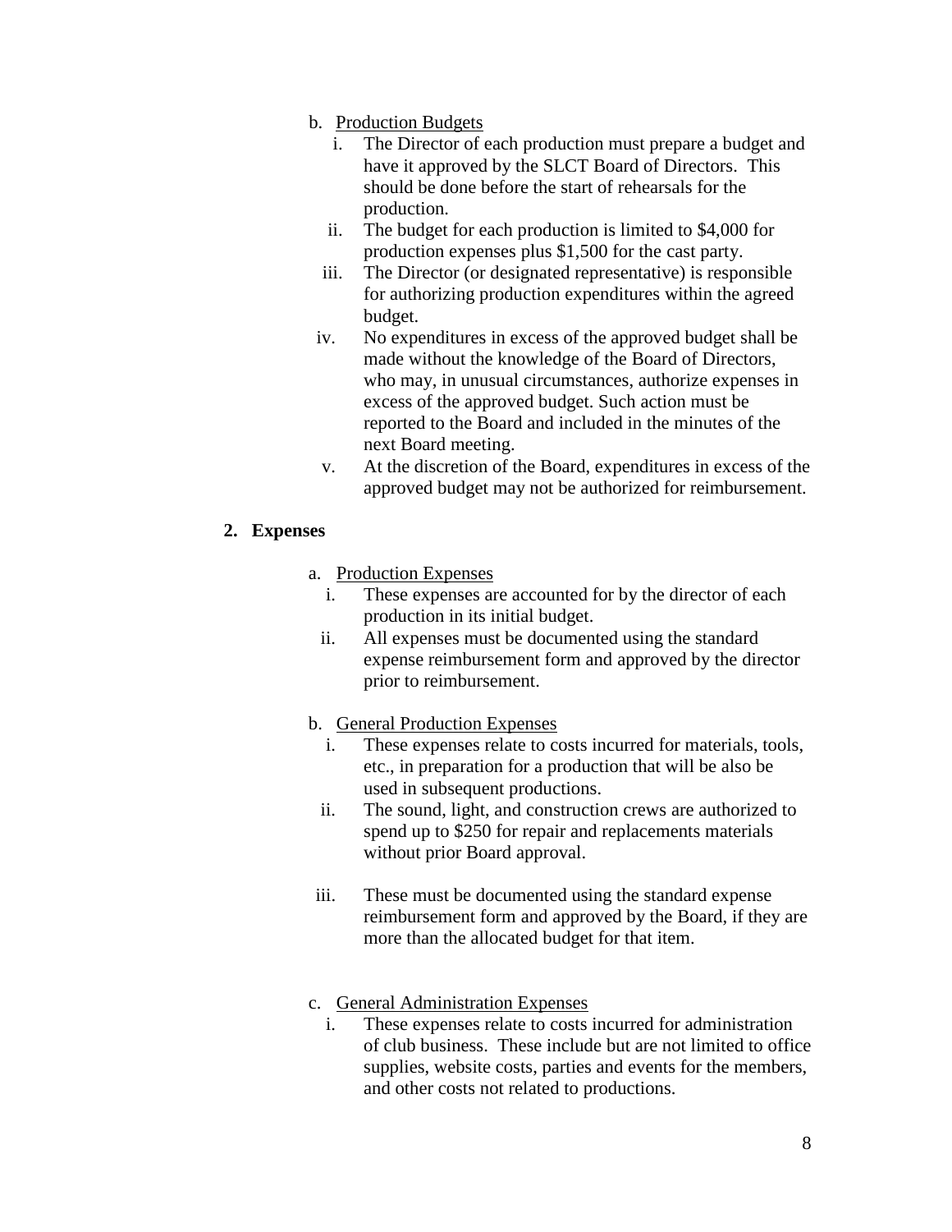b. <u>Production Budgets</u>

   i. The Director of each production must prepare a budget and have it approved by the SLCT Board of Directors. This should be done before the start of rehearsals for the production.

   ii. The budget for each production is limited to $4,000 for production expenses plus $1,500 for the cast party.

   iii. The Director (or designated representative) is responsible for authorizing production expenditures within the agreed budget.

   iv. No expenditures in excess of the approved budget shall be made without the knowledge of the Board of Directors, who may, in unusual circumstances, authorize expenses in excess of the approved budget. Such action must be reported to the Board and included in the minutes of the next Board meeting.

   v. At the discretion of the Board, expenditures in excess of the approved budget may not be authorized for reimbursement.

**2. Expenses**

a. <u>Production Expenses</u>

   i. These expenses are accounted for by the director of each production in its initial budget.

   ii. All expenses must be documented using the standard expense reimbursement form and approved by the director prior to reimbursement.

b. <u>General Production Expenses</u>

   i. These expenses relate to costs incurred for materials, tools, etc., in preparation for a production that will be also be used in subsequent productions.

   ii. The sound, light, and construction crews are authorized to spend up to $250 for repair and replacements materials without prior Board approval.

   iii. These must be documented using the standard expense reimbursement form and approved by the Board, if they are more than the allocated budget for that item.

c. <u>General Administration Expenses</u>

   i. These expenses relate to costs incurred for administration of club business. These include but are not limited to office supplies, website costs, parties and events for the members, and other costs not related to productions.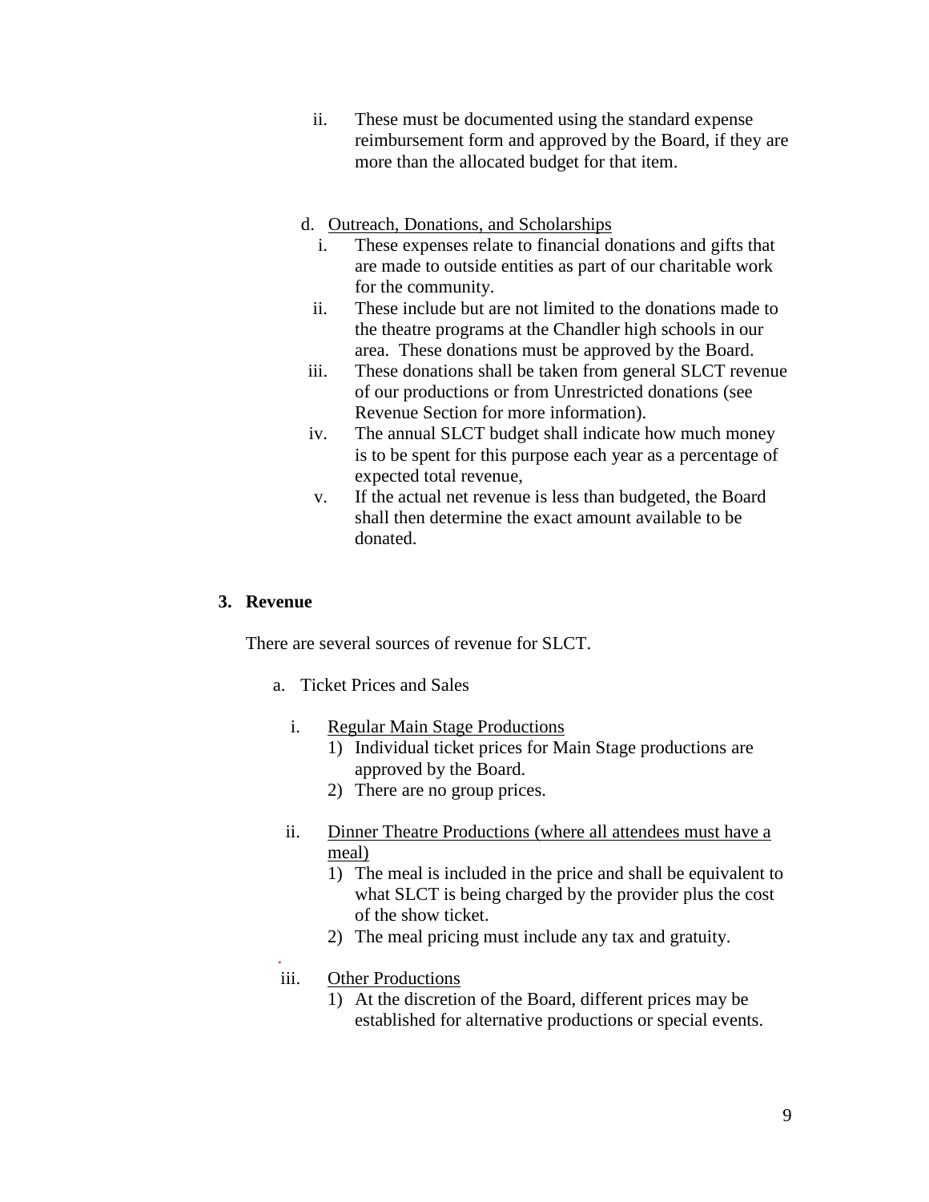ii. These must be documented using the standard expense reimbursement form and approved by the Board, if they are more than the allocated budget for that item.

d. Outreach, Donations, and Scholarships

   i. These expenses relate to financial donations and gifts that are made to outside entities as part of our charitable work for the community.
   ii. These include but are not limited to the donations made to the theatre programs at the Chandler high schools in our area. These donations must be approved by the Board.
   iii. These donations shall be taken from general SLCT revenue of our productions or from Unrestricted donations (see Revenue Section for more information).
   iv. The annual SLCT budget shall indicate how much money is to be spent for this purpose each year as a percentage of expected total revenue,
   v. If the actual net revenue is less than budgeted, the Board shall then determine the exact amount available to be donated.

**3. Revenue**

There are several sources of revenue for SLCT.

a. Ticket Prices and Sales

   i. Regular Main Stage Productions
      1) Individual ticket prices for Main Stage productions are approved by the Board.
      2) There are no group prices.

   ii. Dinner Theatre Productions (where all attendees must have a meal)
      1) The meal is included in the price and shall be equivalent to what SLCT is being charged by the provider plus the cost of the show ticket.
      2) The meal pricing must include any tax and gratuity.

   iii. Other Productions
      1) At the discretion of the Board, different prices may be established for alternative productions or special events.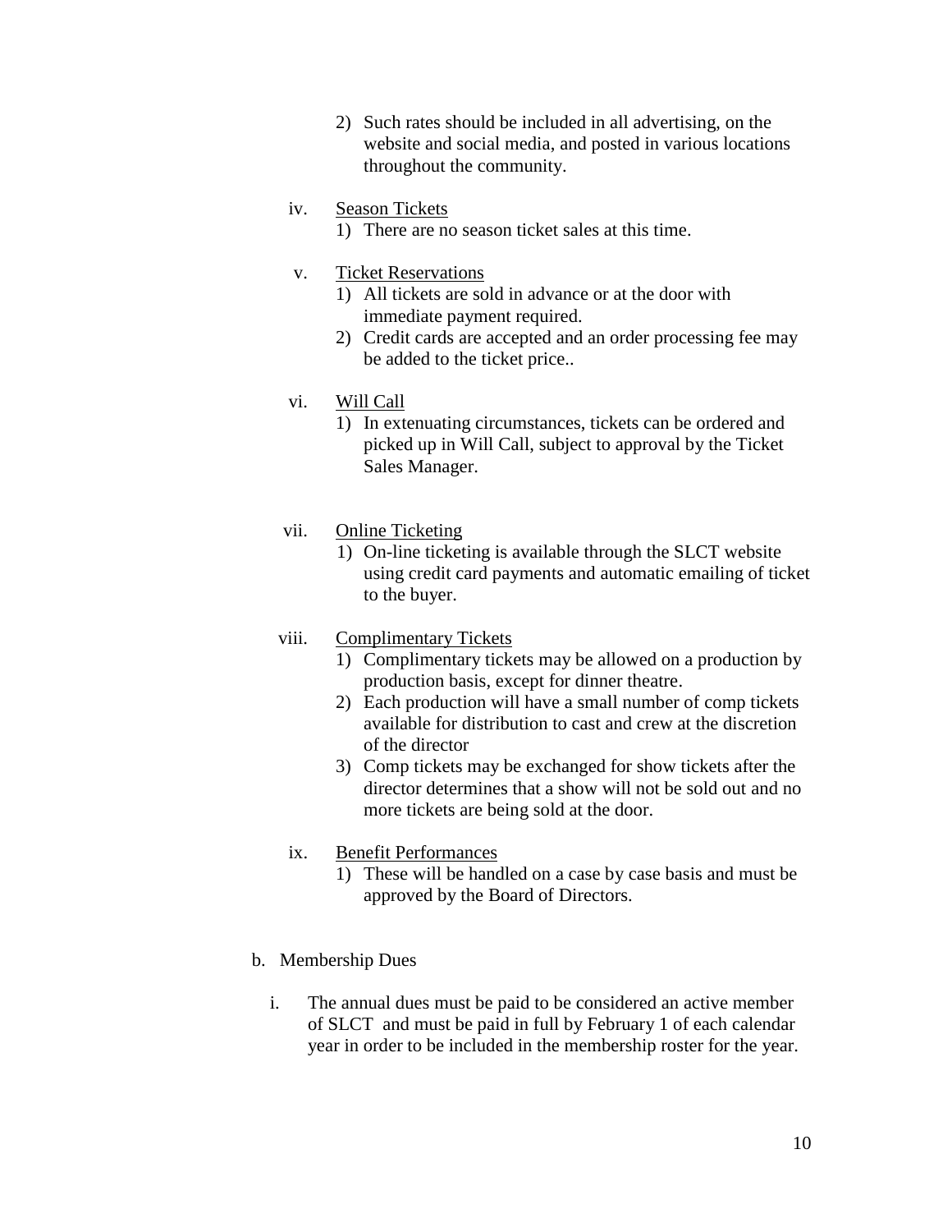2) Such rates should be included in all advertising, on the website and social media, and posted in various locations throughout the community.

iv. <u>Season Tickets</u>

1) There are no season ticket sales at this time.

v. <u>Ticket Reservations</u>

1) All tickets are sold in advance or at the door with immediate payment required.
2) Credit cards are accepted and an order processing fee may be added to the ticket price..

vi. <u>Will Call</u>

1) In extenuating circumstances, tickets can be ordered and picked up in Will Call, subject to approval by the Ticket Sales Manager.

vii. <u>Online Ticketing</u>

1) On-line ticketing is available through the SLCT website using credit card payments and automatic emailing of ticket to the buyer.

viii. <u>Complimentary Tickets</u>

1) Complimentary tickets may be allowed on a production by production basis, except for dinner theatre.
2) Each production will have a small number of comp tickets available for distribution to cast and crew at the discretion of the director
3) Comp tickets may be exchanged for show tickets after the director determines that a show will not be sold out and no more tickets are being sold at the door.

ix. <u>Benefit Performances</u>

1) These will be handled on a case by case basis and must be approved by the Board of Directors.

b. Membership Dues

i. The annual dues must be paid to be considered an active member of SLCT and must be paid in full by February 1 of each calendar year in order to be included in the membership roster for the year.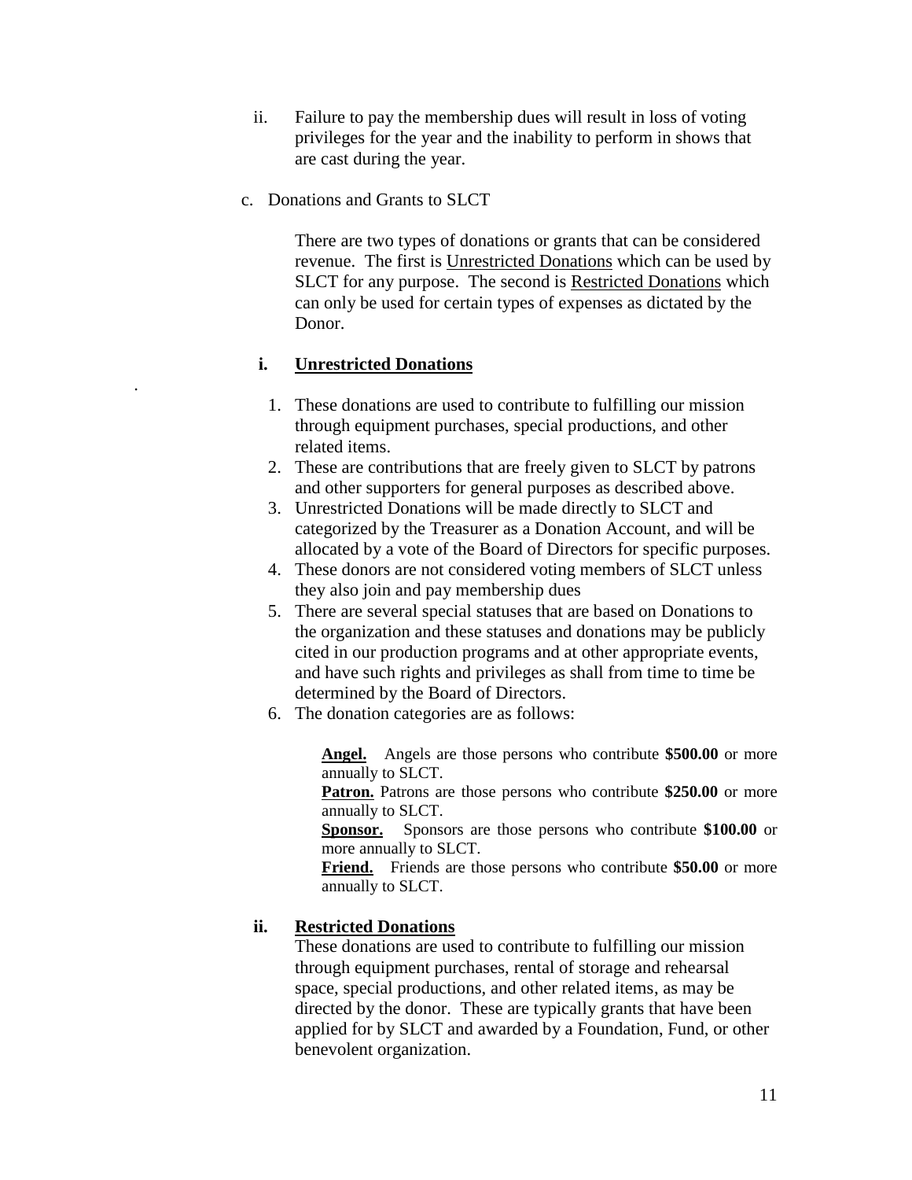ii. Failure to pay the membership dues will result in loss of voting privileges for the year and the inability to perform in shows that are cast during the year.

c. Donations and Grants to SLCT

There are two types of donations or grants that can be considered revenue. The first is Unrestricted Donations which can be used by SLCT for any purpose. The second is Restricted Donations which can only be used for certain types of expenses as dictated by the Donor.

**i. Unrestricted Donations**

1. These donations are used to contribute to fulfilling our mission through equipment purchases, special productions, and other related items.
2. These are contributions that are freely given to SLCT by patrons and other supporters for general purposes as described above.
3. Unrestricted Donations will be made directly to SLCT and categorized by the Treasurer as a Donation Account, and will be allocated by a vote of the Board of Directors for specific purposes.
4. These donors are not considered voting members of SLCT unless they also join and pay membership dues
5. There are several special statuses that are based on Donations to the organization and these statuses and donations may be publicly cited in our production programs and at other appropriate events, and have such rights and privileges as shall from time to time be determined by the Board of Directors.
6. The donation categories are as follows:

**Angel.** Angels are those persons who contribute **$500.00** or more annually to SLCT.
**Patron.** Patrons are those persons who contribute **$250.00** or more annually to SLCT.
**Sponsor.** Sponsors are those persons who contribute **$100.00** or more annually to SLCT.
**Friend.** Friends are those persons who contribute **$50.00** or more annually to SLCT.

**ii. Restricted Donations**

These donations are used to contribute to fulfilling our mission through equipment purchases, rental of storage and rehearsal space, special productions, and other related items, as may be directed by the donor. These are typically grants that have been applied for by SLCT and awarded by a Foundation, Fund, or other benevolent organization.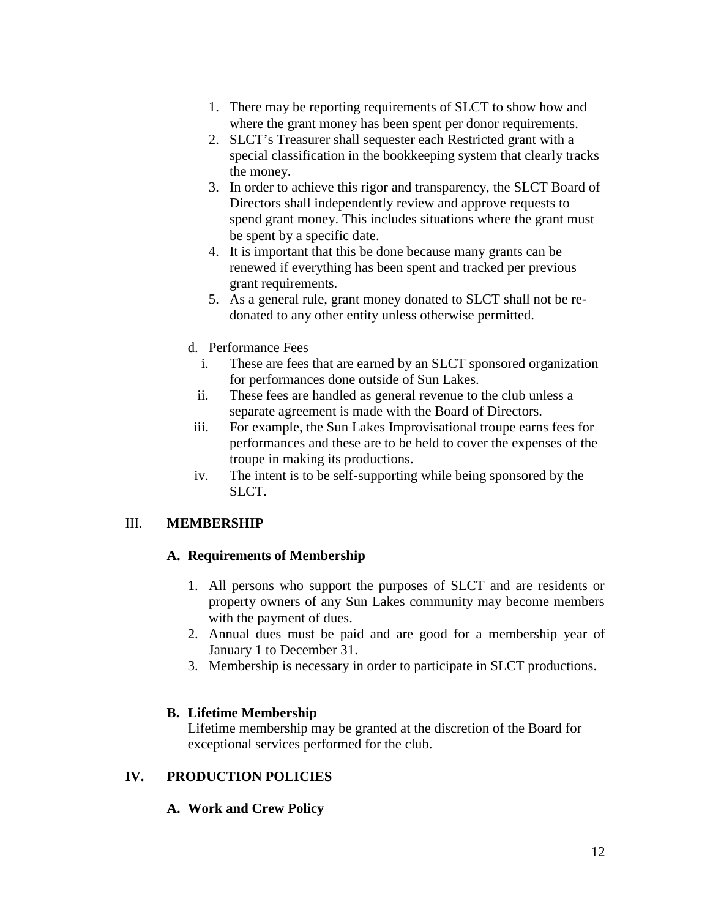1. There may be reporting requirements of SLCT to show how and where the grant money has been spent per donor requirements.
2. SLCT's Treasurer shall sequester each Restricted grant with a special classification in the bookkeeping system that clearly tracks the money.
3. In order to achieve this rigor and transparency, the SLCT Board of Directors shall independently review and approve requests to spend grant money. This includes situations where the grant must be spent by a specific date.
4. It is important that this be done because many grants can be renewed if everything has been spent and tracked per previous grant requirements.
5. As a general rule, grant money donated to SLCT shall not be re-donated to any other entity unless otherwise permitted.

d. Performance Fees

   i. These are fees that are earned by an SLCT sponsored organization for performances done outside of Sun Lakes.
   ii. These fees are handled as general revenue to the club unless a separate agreement is made with the Board of Directors.
   iii. For example, the Sun Lakes Improvisational troupe earns fees for performances and these are to be held to cover the expenses of the troupe in making its productions.
   iv. The intent is to be self-supporting while being sponsored by the SLCT.

## III. MEMBERSHIP

### A. Requirements of Membership

1. All persons who support the purposes of SLCT and are residents or property owners of any Sun Lakes community may become members with the payment of dues.
2. Annual dues must be paid and are good for a membership year of January 1 to December 31.
3. Membership is necessary in order to participate in SLCT productions.

### B. Lifetime Membership

Lifetime membership may be granted at the discretion of the Board for exceptional services performed for the club.

## IV. PRODUCTION POLICIES

### A. Work and Crew Policy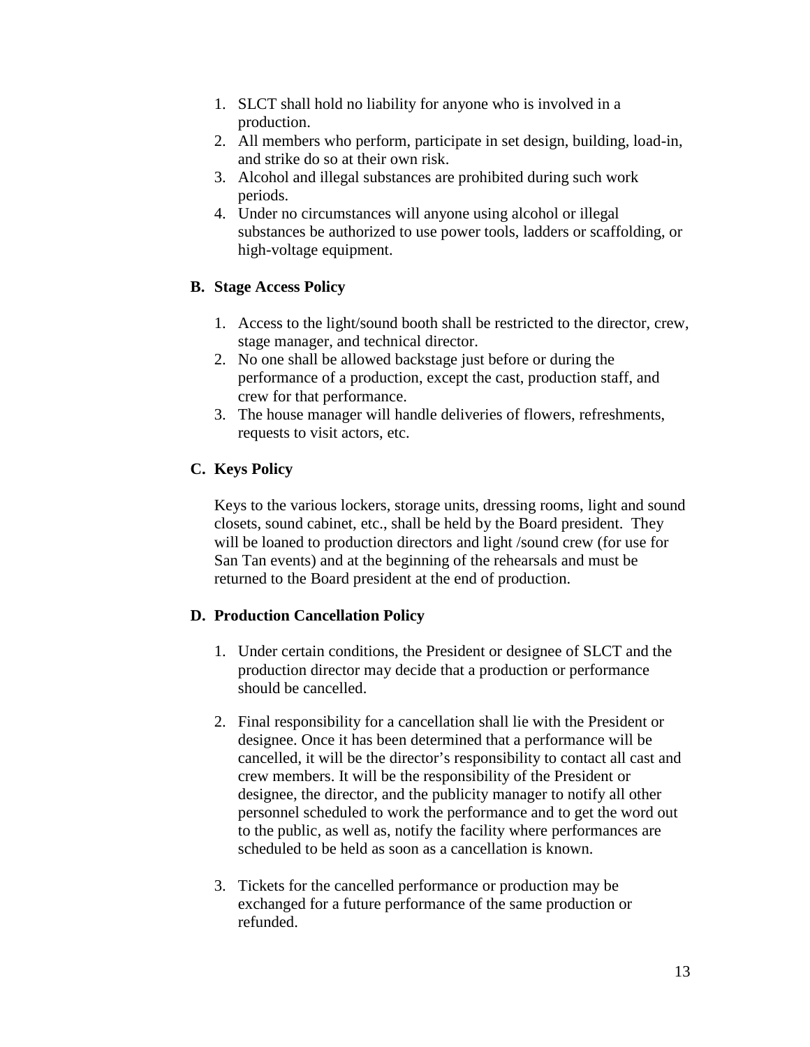1. SLCT shall hold no liability for anyone who is involved in a production.
2. All members who perform, participate in set design, building, load-in, and strike do so at their own risk.
3. Alcohol and illegal substances are prohibited during such work periods.
4. Under no circumstances will anyone using alcohol or illegal substances be authorized to use power tools, ladders or scaffolding, or high-voltage equipment.

### B. Stage Access Policy

1. Access to the light/sound booth shall be restricted to the director, crew, stage manager, and technical director.
2. No one shall be allowed backstage just before or during the performance of a production, except the cast, production staff, and crew for that performance.
3. The house manager will handle deliveries of flowers, refreshments, requests to visit actors, etc.

### C. Keys Policy

Keys to the various lockers, storage units, dressing rooms, light and sound closets, sound cabinet, etc., shall be held by the Board president. They will be loaned to production directors and light /sound crew (for use for San Tan events) and at the beginning of the rehearsals and must be returned to the Board president at the end of production.

### D. Production Cancellation Policy

1. Under certain conditions, the President or designee of SLCT and the production director may decide that a production or performance should be cancelled.

2. Final responsibility for a cancellation shall lie with the President or designee. Once it has been determined that a performance will be cancelled, it will be the director's responsibility to contact all cast and crew members. It will be the responsibility of the President or designee, the director, and the publicity manager to notify all other personnel scheduled to work the performance and to get the word out to the public, as well as, notify the facility where performances are scheduled to be held as soon as a cancellation is known.

3. Tickets for the cancelled performance or production may be exchanged for a future performance of the same production or refunded.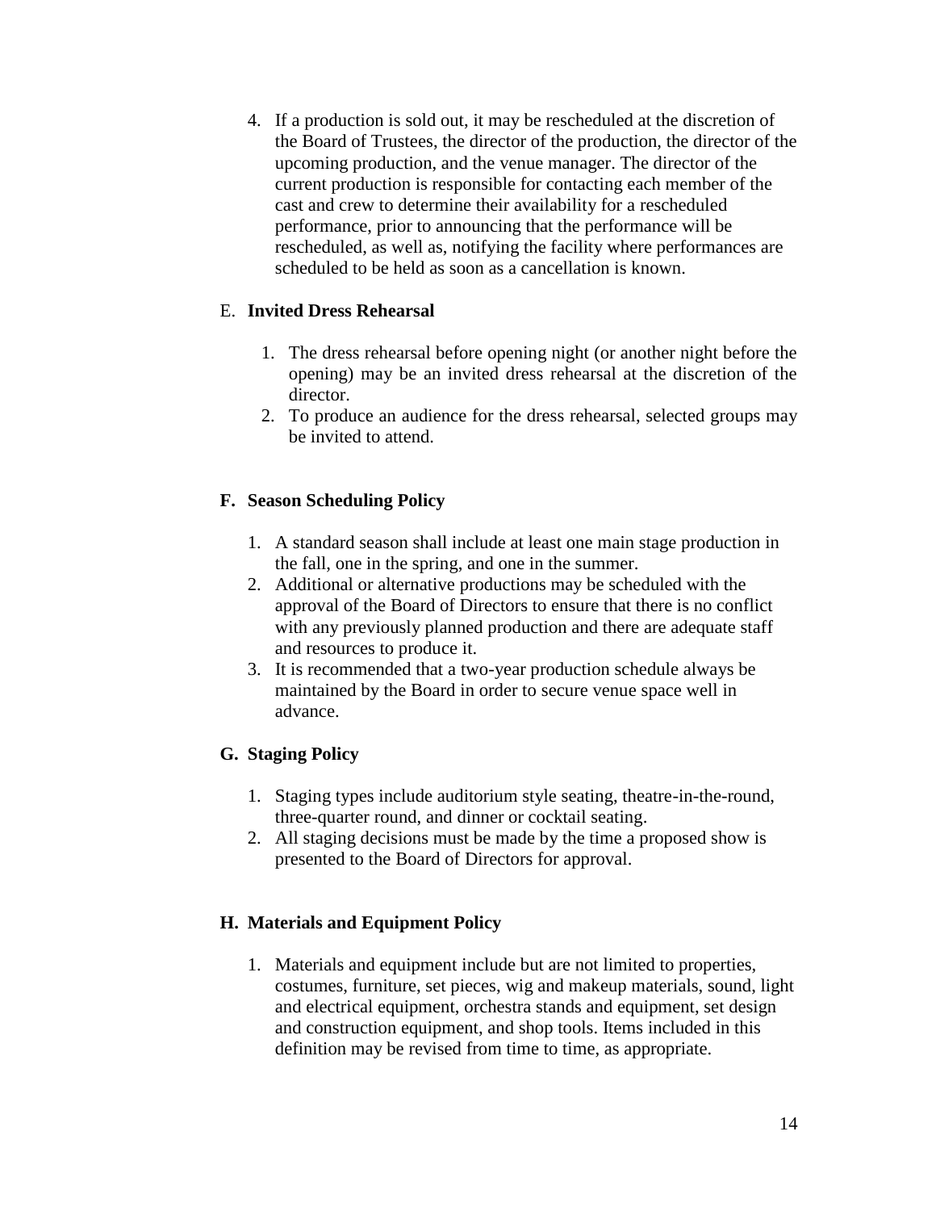4. If a production is sold out, it may be rescheduled at the discretion of the Board of Trustees, the director of the production, the director of the upcoming production, and the venue manager. The director of the current production is responsible for contacting each member of the cast and crew to determine their availability for a rescheduled performance, prior to announcing that the performance will be rescheduled, as well as, notifying the facility where performances are scheduled to be held as soon as a cancellation is known.

### E. **Invited Dress Rehearsal**

1. The dress rehearsal before opening night (or another night before the opening) may be an invited dress rehearsal at the discretion of the director.
2. To produce an audience for the dress rehearsal, selected groups may be invited to attend.

### F. Season Scheduling Policy

1. A standard season shall include at least one main stage production in the fall, one in the spring, and one in the summer.
2. Additional or alternative productions may be scheduled with the approval of the Board of Directors to ensure that there is no conflict with any previously planned production and there are adequate staff and resources to produce it.
3. It is recommended that a two-year production schedule always be maintained by the Board in order to secure venue space well in advance.

### G. Staging Policy

1. Staging types include auditorium style seating, theatre-in-the-round, three-quarter round, and dinner or cocktail seating.
2. All staging decisions must be made by the time a proposed show is presented to the Board of Directors for approval.

### H. Materials and Equipment Policy

1. Materials and equipment include but are not limited to properties, costumes, furniture, set pieces, wig and makeup materials, sound, light and electrical equipment, orchestra stands and equipment, set design and construction equipment, and shop tools. Items included in this definition may be revised from time to time, as appropriate.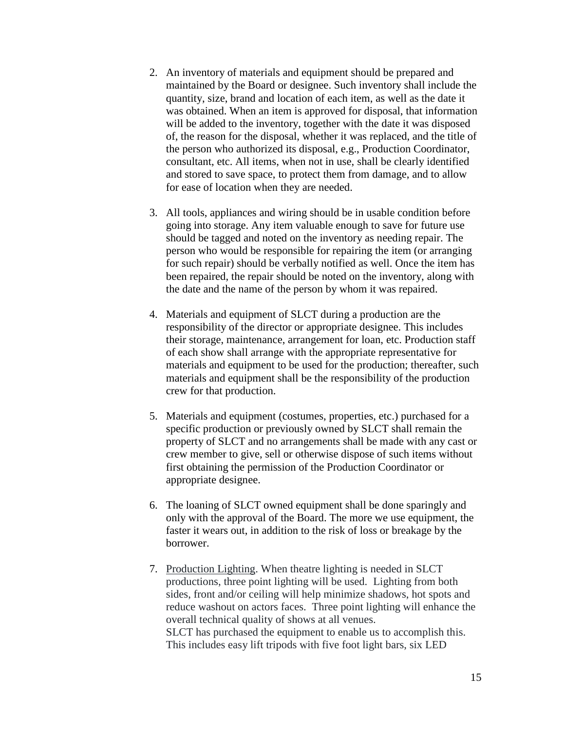2. An inventory of materials and equipment should be prepared and maintained by the Board or designee. Such inventory shall include the quantity, size, brand and location of each item, as well as the date it was obtained. When an item is approved for disposal, that information will be added to the inventory, together with the date it was disposed of, the reason for the disposal, whether it was replaced, and the title of the person who authorized its disposal, e.g., Production Coordinator, consultant, etc. All items, when not in use, shall be clearly identified and stored to save space, to protect them from damage, and to allow for ease of location when they are needed.

3. All tools, appliances and wiring should be in usable condition before going into storage. Any item valuable enough to save for future use should be tagged and noted on the inventory as needing repair. The person who would be responsible for repairing the item (or arranging for such repair) should be verbally notified as well. Once the item has been repaired, the repair should be noted on the inventory, along with the date and the name of the person by whom it was repaired.

4. Materials and equipment of SLCT during a production are the responsibility of the director or appropriate designee. This includes their storage, maintenance, arrangement for loan, etc. Production staff of each show shall arrange with the appropriate representative for materials and equipment to be used for the production; thereafter, such materials and equipment shall be the responsibility of the production crew for that production.

5. Materials and equipment (costumes, properties, etc.) purchased for a specific production or previously owned by SLCT shall remain the property of SLCT and no arrangements shall be made with any cast or crew member to give, sell or otherwise dispose of such items without first obtaining the permission of the Production Coordinator or appropriate designee.

6. The loaning of SLCT owned equipment shall be done sparingly and only with the approval of the Board. The more we use equipment, the faster it wears out, in addition to the risk of loss or breakage by the borrower.

7. <u>Production Lighting</u>. When theatre lighting is needed in SLCT productions, three point lighting will be used. Lighting from both sides, front and/or ceiling will help minimize shadows, hot spots and reduce washout on actors faces. Three point lighting will enhance the overall technical quality of shows at all venues.
   SLCT has purchased the equipment to enable us to accomplish this. This includes easy lift tripods with five foot light bars, six LED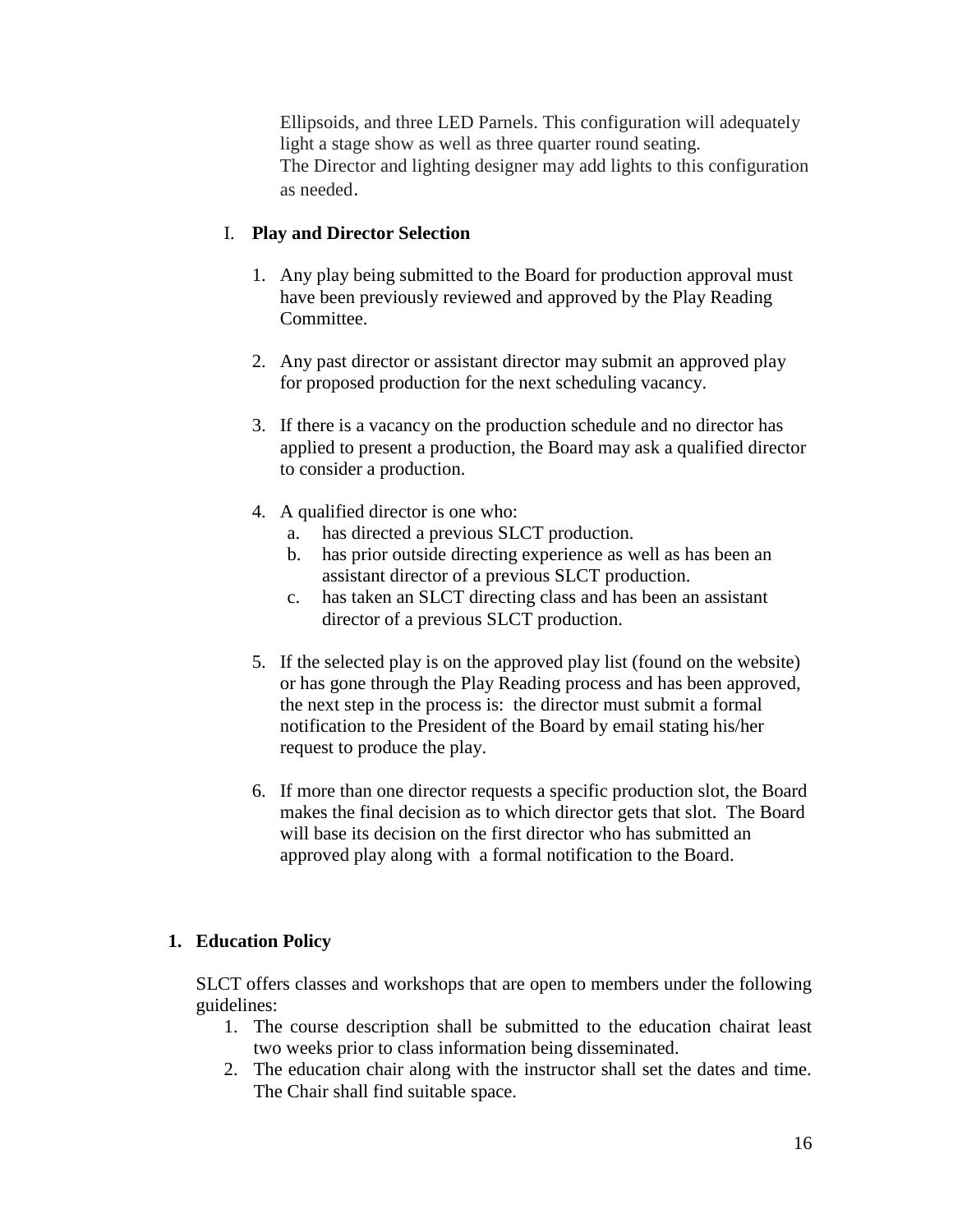Ellipsoids, and three LED Parnels. This configuration will adequately light a stage show as well as three quarter round seating.
The Director and lighting designer may add lights to this configuration as needed.

I. **Play and Director Selection**

1. Any play being submitted to the Board for production approval must have been previously reviewed and approved by the Play Reading Committee.

2. Any past director or assistant director may submit an approved play for proposed production for the next scheduling vacancy.

3. If there is a vacancy on the production schedule and no director has applied to present a production, the Board may ask a qualified director to consider a production.

4. A qualified director is one who:
   a. has directed a previous SLCT production.
   b. has prior outside directing experience as well as has been an assistant director of a previous SLCT production.
   c. has taken an SLCT directing class and has been an assistant director of a previous SLCT production.

5. If the selected play is on the approved play list (found on the website) or has gone through the Play Reading process and has been approved, the next step in the process is: the director must submit a formal notification to the President of the Board by email stating his/her request to produce the play.

6. If more than one director requests a specific production slot, the Board makes the final decision as to which director gets that slot. The Board will base its decision on the first director who has submitted an approved play along with a formal notification to the Board.

**1. Education Policy**

SLCT offers classes and workshops that are open to members under the following guidelines:

1. The course description shall be submitted to the education chairat least two weeks prior to class information being disseminated.
2. The education chair along with the instructor shall set the dates and time. The Chair shall find suitable space.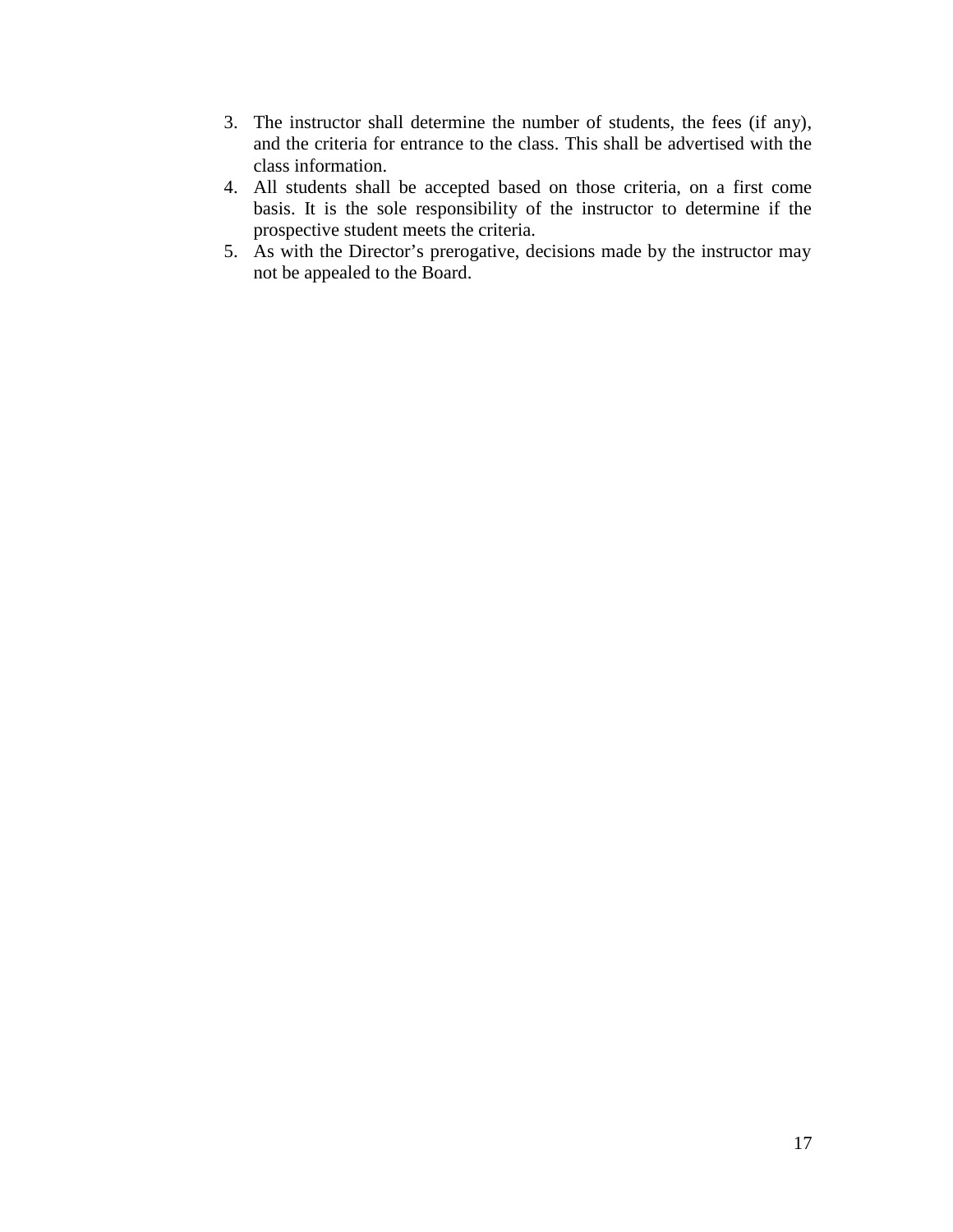3. The instructor shall determine the number of students, the fees (if any), and the criteria for entrance to the class. This shall be advertised with the class information.
4. All students shall be accepted based on those criteria, on a first come basis. It is the sole responsibility of the instructor to determine if the prospective student meets the criteria.
5. As with the Director's prerogative, decisions made by the instructor may not be appealed to the Board.